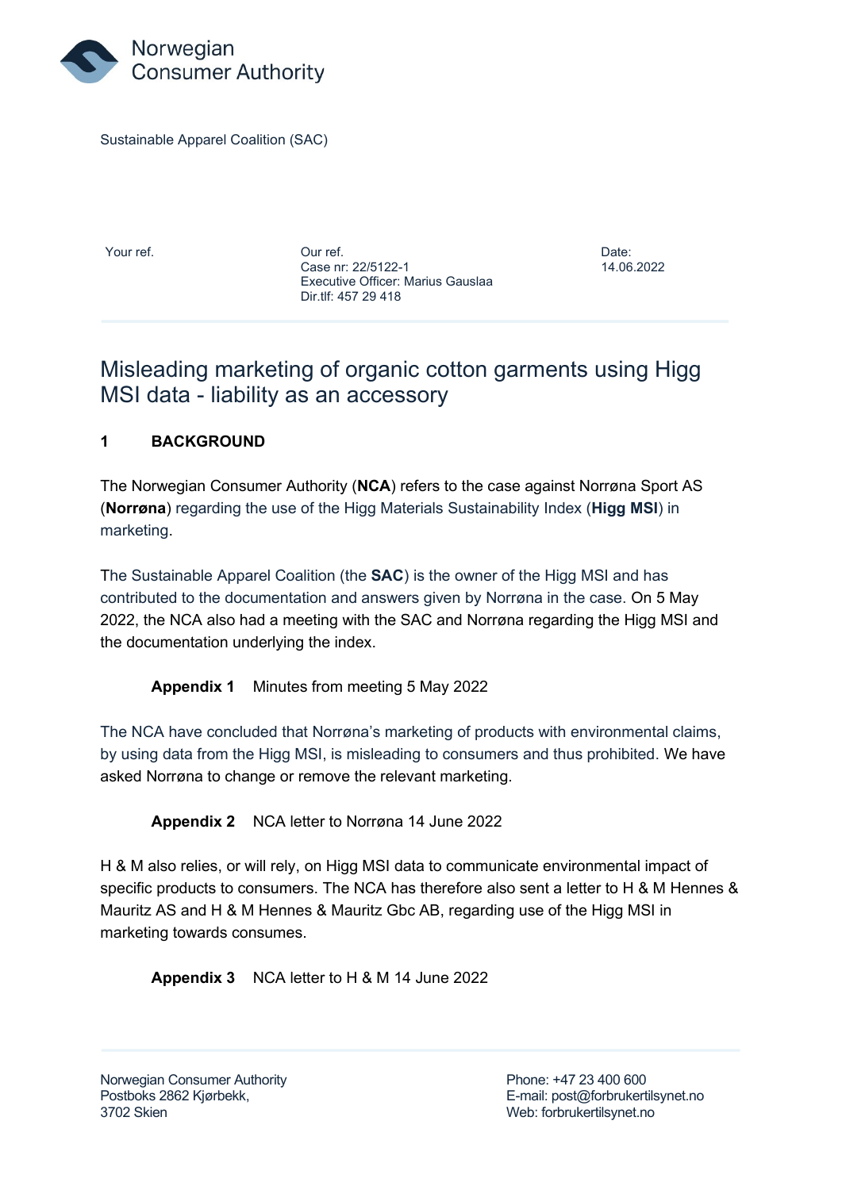Norwegian Consumer Authority

Sustainable Apparel Coalition (SAC)

| Your ref. | Our ref. | Date: |
| --- | --- | --- |
| | Case nr: 22/5122-1<br>Executive Officer: Marius Gauslaa<br>Dir.tlf: 457 29 418 | 14.06.2022 |

# Misleading marketing of organic cotton garments using Higg MSI data - liability as an accessory

## 1 BACKGROUND

The Norwegian Consumer Authority (**NCA**) refers to the case against Norrøna Sport AS (**Norrøna**) regarding the use of the Higg Materials Sustainability Index (**Higg MSI**) in marketing.

The Sustainable Apparel Coalition (the **SAC**) is the owner of the Higg MSI and has contributed to the documentation and answers given by Norrøna in the case. On 5 May 2022, the NCA also had a meeting with the SAC and Norrøna regarding the Higg MSI and the documentation underlying the index.

**Appendix 1** Minutes from meeting 5 May 2022

The NCA have concluded that Norrøna's marketing of products with environmental claims, by using data from the Higg MSI, is misleading to consumers and thus prohibited. We have asked Norrøna to change or remove the relevant marketing.

**Appendix 2** NCA letter to Norrøna 14 June 2022

H & M also relies, or will rely, on Higg MSI data to communicate environmental impact of specific products to consumers. The NCA has therefore also sent a letter to H & M Hennes & Mauritz AS and H & M Hennes & Mauritz Gbc AB, regarding use of the Higg MSI in marketing towards consumes.

**Appendix 3** NCA letter to H & M 14 June 2022

Norwegian Consumer Authority
Postboks 2862 Kjørbekk,
3702 Skien

Phone: +47 23 400 600
E-mail: post@forbrukertilsynet.no
Web: forbrukertilsynet.no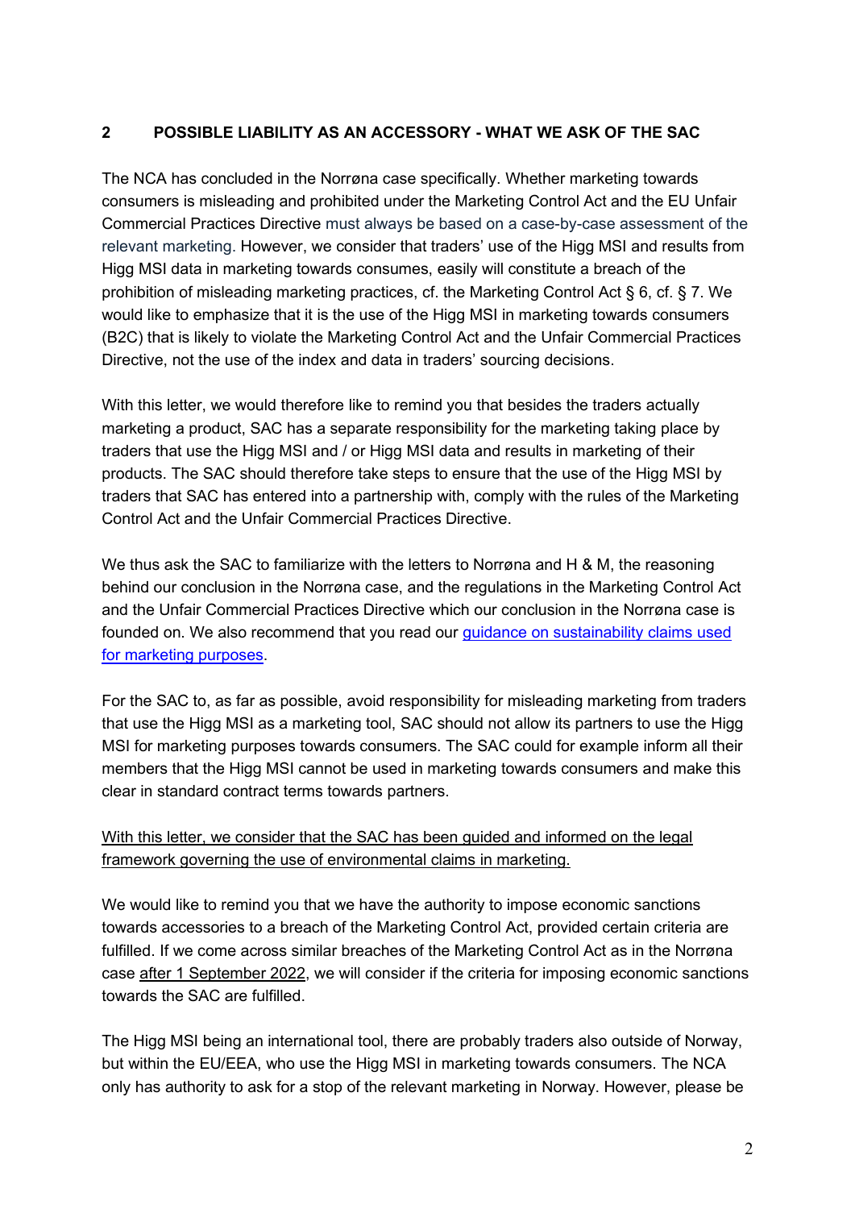## 2 POSSIBLE LIABILITY AS AN ACCESSORY - WHAT WE ASK OF THE SAC

The NCA has concluded in the Norrøna case specifically. Whether marketing towards consumers is misleading and prohibited under the Marketing Control Act and the EU Unfair Commercial Practices Directive must always be based on a case-by-case assessment of the relevant marketing. However, we consider that traders' use of the Higg MSI and results from Higg MSI data in marketing towards consumes, easily will constitute a breach of the prohibition of misleading marketing practices, cf. the Marketing Control Act § 6, cf. § 7. We would like to emphasize that it is the use of the Higg MSI in marketing towards consumers (B2C) that is likely to violate the Marketing Control Act and the Unfair Commercial Practices Directive, not the use of the index and data in traders' sourcing decisions.

With this letter, we would therefore like to remind you that besides the traders actually marketing a product, SAC has a separate responsibility for the marketing taking place by traders that use the Higg MSI and / or Higg MSI data and results in marketing of their products. The SAC should therefore take steps to ensure that the use of the Higg MSI by traders that SAC has entered into a partnership with, comply with the rules of the Marketing Control Act and the Unfair Commercial Practices Directive.

We thus ask the SAC to familiarize with the letters to Norrøna and H & M, the reasoning behind our conclusion in the Norrøna case, and the regulations in the Marketing Control Act and the Unfair Commercial Practices Directive which our conclusion in the Norrøna case is founded on. We also recommend that you read our guidance on sustainability claims used for marketing purposes.

For the SAC to, as far as possible, avoid responsibility for misleading marketing from traders that use the Higg MSI as a marketing tool, SAC should not allow its partners to use the Higg MSI for marketing purposes towards consumers. The SAC could for example inform all their members that the Higg MSI cannot be used in marketing towards consumers and make this clear in standard contract terms towards partners.

<u>With this letter, we consider that the SAC has been guided and informed on the legal framework governing the use of environmental claims in marketing.</u>

We would like to remind you that we have the authority to impose economic sanctions towards accessories to a breach of the Marketing Control Act, provided certain criteria are fulfilled. If we come across similar breaches of the Marketing Control Act as in the Norrøna case <u>after 1 September 2022</u>, we will consider if the criteria for imposing economic sanctions towards the SAC are fulfilled.

The Higg MSI being an international tool, there are probably traders also outside of Norway, but within the EU/EEA, who use the Higg MSI in marketing towards consumers. The NCA only has authority to ask for a stop of the relevant marketing in Norway. However, please be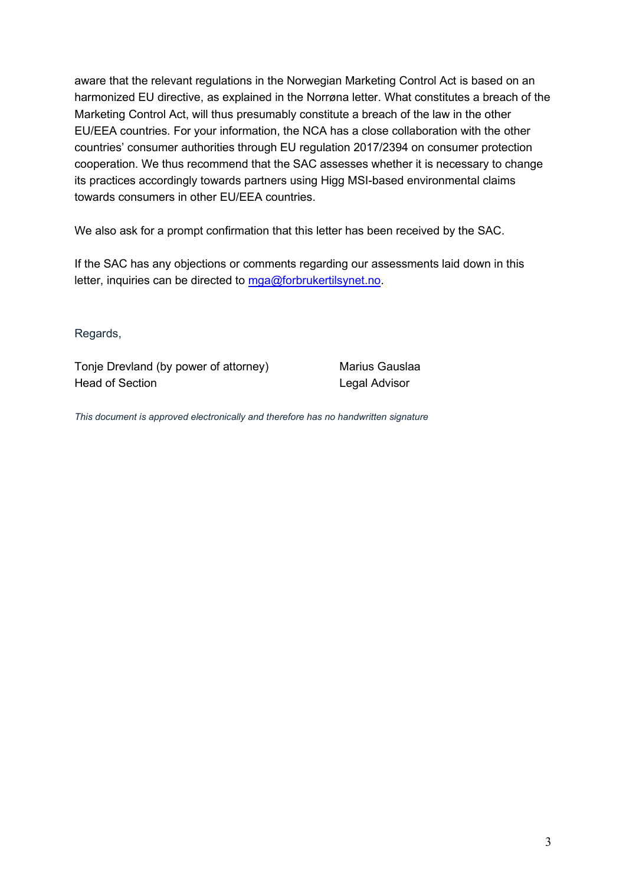aware that the relevant regulations in the Norwegian Marketing Control Act is based on an harmonized EU directive, as explained in the Norrøna letter. What constitutes a breach of the Marketing Control Act, will thus presumably constitute a breach of the law in the other EU/EEA countries. For your information, the NCA has a close collaboration with the other countries' consumer authorities through EU regulation 2017/2394 on consumer protection cooperation. We thus recommend that the SAC assesses whether it is necessary to change its practices accordingly towards partners using Higg MSI-based environmental claims towards consumers in other EU/EEA countries.

We also ask for a prompt confirmation that this letter has been received by the SAC.

If the SAC has any objections or comments regarding our assessments laid down in this letter, inquiries can be directed to mga@forbrukertilsynet.no.

Regards,

Tonje Drevland (by power of attorney)
Head of Section

Marius Gauslaa
Legal Advisor

*This document is approved electronically and therefore has no handwritten signature*